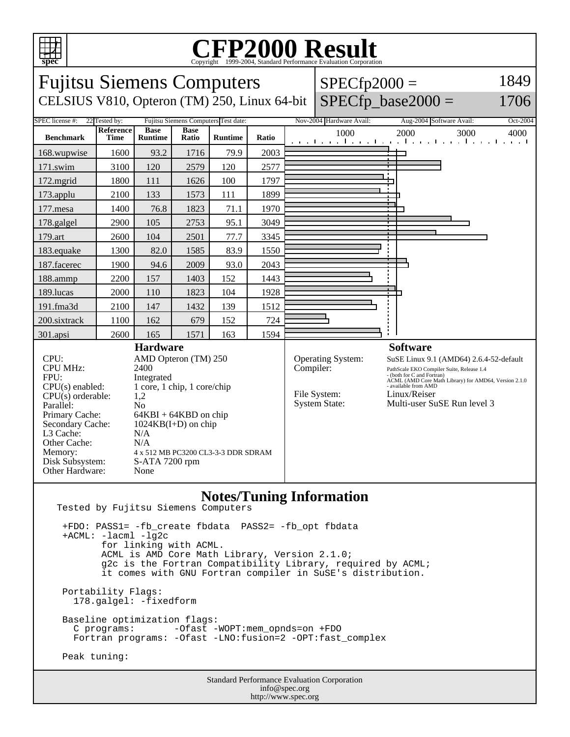# CFP2000 Result

Copyright 1999-2004, Standard Performance Evaluation Corporation

## Fujitsu Siemens Computers

CELSIUS V810, Opteron (TM) 250, Linux 64-bit

SPECfp2000 = 1849

SPECfp_base2000 = 1706

| SPEC license #: | 22 | Tested by: | Fujitsu Siemens Computers | Test date: | Nov-2004 | Hardware Avail: | Aug-2004 | Software Avail: | Oct-2004 |
|---|---|---|---|---|---|---|---|---|---|

| Benchmark | Reference Time | Base Runtime | Base Ratio | Runtime | Ratio |
|---|---|---|---|---|---|
| 168.wupwise | 1600 | 93.2 | 1716 | 79.9 | 2003 |
| 171.swim | 3100 | 120 | 2579 | 120 | 2577 |
| 172.mgrid | 1800 | 111 | 1626 | 100 | 1797 |
| 173.applu | 2100 | 133 | 1573 | 111 | 1899 |
| 177.mesa | 1400 | 76.8 | 1823 | 71.1 | 1970 |
| 178.galgel | 2900 | 105 | 2753 | 95.1 | 3049 |
| 179.art | 2600 | 104 | 2501 | 77.7 | 3345 |
| 183.equake | 1300 | 82.0 | 1585 | 83.9 | 1550 |
| 187.facerec | 1900 | 94.6 | 2009 | 93.0 | 2043 |
| 188.ammp | 2200 | 157 | 1403 | 152 | 1443 |
| 189.lucas | 2000 | 110 | 1823 | 104 | 1928 |
| 191.fma3d | 2100 | 147 | 1432 | 139 | 1512 |
| 200.sixtrack | 1100 | 162 | 679 | 152 | 724 |
| 301.apsi | 2600 | 165 | 1571 | 163 | 1594 |

### Hardware

| | |
|---|---|
| CPU: | AMD Opteron (TM) 250 |
| CPU MHz: | 2400 |
| FPU: | Integrated |
| CPU(s) enabled: | 1 core, 1 chip, 1 core/chip |
| CPU(s) orderable: | 1,2 |
| Parallel: | No |
| Primary Cache: | 64KBI + 64KBD on chip |
| Secondary Cache: | 1024KB(I+D) on chip |
| L3 Cache: | N/A |
| Other Cache: | N/A |
| Memory: | 4 x 512 MB PC3200 CL3-3-3 DDR SDRAM |
| Disk Subsystem: | S-ATA 7200 rpm |
| Other Hardware: | None |

### Software

| | |
|---|---|
| Operating System: | SuSE Linux 9.1 (AMD64) 2.6.4-52-default |
| Compiler: | PathScale EKO Compiler Suite, Release 1.4 - (both for C and Fortran) ACML (AMD Core Math Library) for AMD64, Version 2.1.0 - available from AMD |
| File System: | Linux/Reiser |
| System State: | Multi-user SuSE Run level 3 |

### Notes/Tuning Information

```
Tested by Fujitsu Siemens Computers

 +FDO: PASS1= -fb_create fbdata  PASS2= -fb_opt fbdata
 +ACML: -lacml -lg2c
        for linking with ACML.
        ACML is AMD Core Math Library, Version 2.1.0;
        g2c is the Fortran Compatibility Library, required by ACML;
        it comes with GNU Fortran compiler in SuSE's distribution.

 Portability Flags:
   178.galgel: -fixedform

 Baseline optimization flags:
   C programs:       -Ofast -WOPT:mem_opnds=on +FDO
   Fortran programs: -Ofast -LNO:fusion=2 -OPT:fast_complex

 Peak tuning:
```

Standard Performance Evaluation Corporation
info@spec.org
http://www.spec.org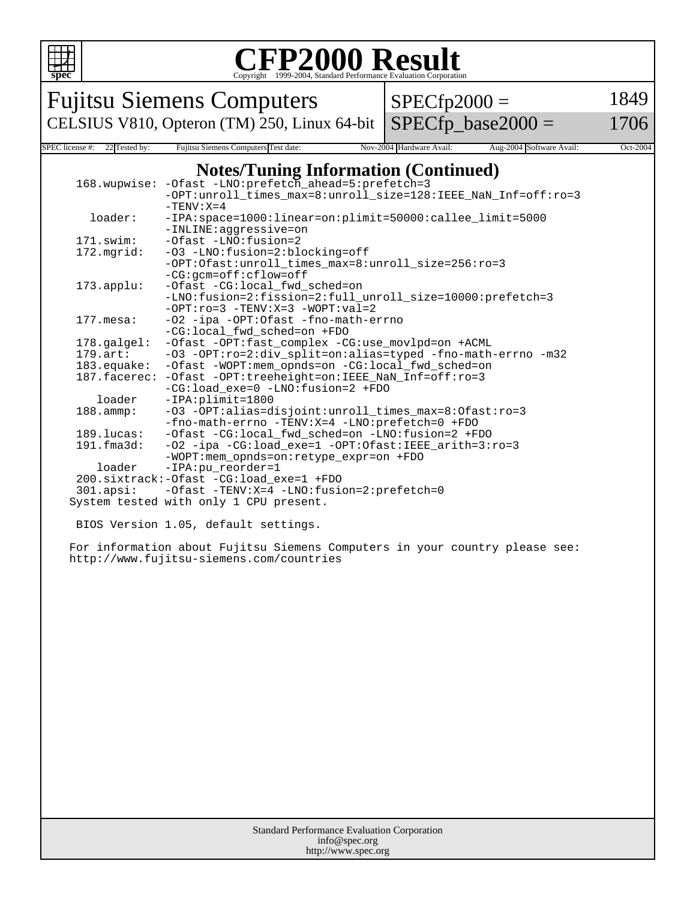# CFP2000 Result

Copyright 1999-2004, Standard Performance Evaluation Corporation

Fujitsu Siemens Computers

CELSIUS V810, Opteron (TM) 250, Linux 64-bit

SPECfp2000 = 1849

SPECfp_base2000 = 1706

SPEC license #: 22 Tested by: Fujitsu Siemens Computers Test date: Nov-2004 Hardware Avail: Aug-2004 Software Avail: Oct-2004

## Notes/Tuning Information (Continued)

```
168.wupwise: -Ofast -LNO:prefetch_ahead=5:prefetch=3
             -OPT:unroll_times_max=8:unroll_size=128:IEEE_NaN_Inf=off:ro=3
             -TENV:X=4
  loader:    -IPA:space=1000:linear=on:plimit=50000:callee_limit=5000
             -INLINE:aggressive=on
171.swim:    -Ofast -LNO:fusion=2
172.mgrid:   -O3 -LNO:fusion=2:blocking=off
             -OPT:Ofast:unroll_times_max=8:unroll_size=256:ro=3
             -CG:gcm=off:cflow=off
173.applu:   -Ofast -CG:local_fwd_sched=on
             -LNO:fusion=2:fission=2:full_unroll_size=10000:prefetch=3
             -OPT:ro=3 -TENV:X=3 -WOPT:val=2
177.mesa:    -O2 -ipa -OPT:Ofast -fno-math-errno
             -CG:local_fwd_sched=on +FDO
178.galgel:  -Ofast -OPT:fast_complex -CG:use_movlpd=on +ACML
179.art:     -O3 -OPT:ro=2:div_split=on:alias=typed -fno-math-errno -m32
183.equake:  -Ofast -WOPT:mem_opnds=on -CG:local_fwd_sched=on
187.facerec: -Ofast -OPT:treeheight=on:IEEE_NaN_Inf=off:ro=3
             -CG:load_exe=0 -LNO:fusion=2 +FDO
   loader    -IPA:plimit=1800
188.ammp:    -O3 -OPT:alias=disjoint:unroll_times_max=8:Ofast:ro=3
             -fno-math-errno -TENV:X=4 -LNO:prefetch=0 +FDO
189.lucas:   -Ofast -CG:local_fwd_sched=on -LNO:fusion=2 +FDO
191.fma3d:   -O2 -ipa -CG:load_exe=1 -OPT:Ofast:IEEE_arith=3:ro=3
             -WOPT:mem_opnds=on:retype_expr=on +FDO
   loader    -IPA:pu_reorder=1
200.sixtrack:-Ofast -CG:load_exe=1 +FDO
301.apsi:    -Ofast -TENV:X=4 -LNO:fusion=2:prefetch=0
```

System tested with only 1 CPU present.

BIOS Version 1.05, default settings.

For information about Fujitsu Siemens Computers in your country please see:
http://www.fujitsu-siemens.com/countries

Standard Performance Evaluation Corporation
info@spec.org
http://www.spec.org